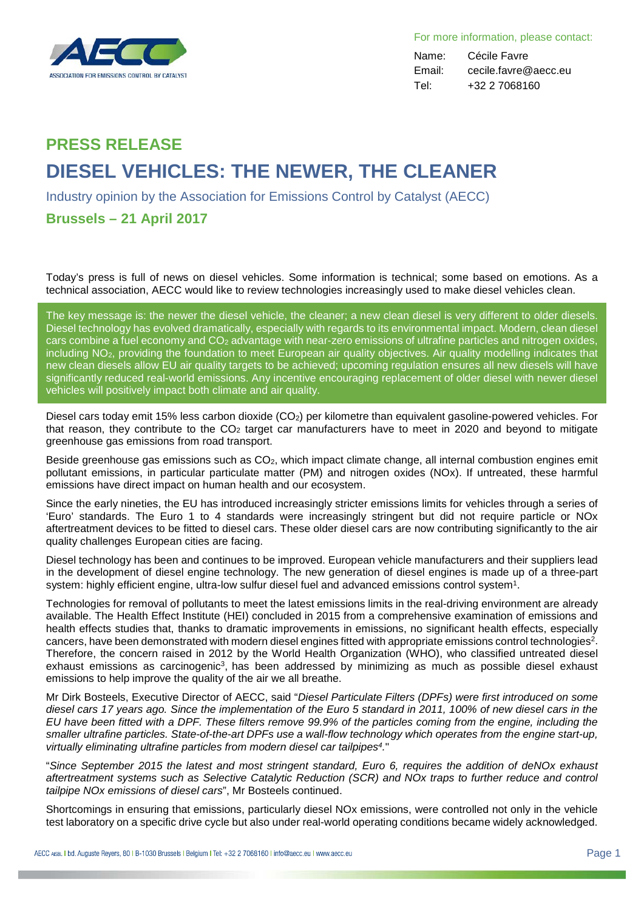For more information, please contact:

Name: Cécile Favre
Email: cecile.favre@aecc.eu
Tel: +32 2 7068160

## PRESS RELEASE

# DIESEL VEHICLES: THE NEWER, THE CLEANER

Industry opinion by the Association for Emissions Control by Catalyst (AECC)

**Brussels – 21 April 2017**

Today's press is full of news on diesel vehicles. Some information is technical; some based on emotions. As a technical association, AECC would like to review technologies increasingly used to make diesel vehicles clean.

The key message is: the newer the diesel vehicle, the cleaner; a new clean diesel is very different to older diesels. Diesel technology has evolved dramatically, especially with regards to its environmental impact. Modern, clean diesel cars combine a fuel economy and $CO_2$ advantage with near-zero emissions of ultrafine particles and nitrogen oxides, including $NO_2$, providing the foundation to meet European air quality objectives. Air quality modelling indicates that new clean diesels allow EU air quality targets to be achieved; upcoming regulation ensures all new diesels will have significantly reduced real-world emissions. Any incentive encouraging replacement of older diesel with newer diesel vehicles will positively impact both climate and air quality.

Diesel cars today emit 15% less carbon dioxide ($CO_2$) per kilometre than equivalent gasoline-powered vehicles. For that reason, they contribute to the $CO_2$ target car manufacturers have to meet in 2020 and beyond to mitigate greenhouse gas emissions from road transport.

Beside greenhouse gas emissions such as $CO_2$, which impact climate change, all internal combustion engines emit pollutant emissions, in particular particulate matter (PM) and nitrogen oxides (NOx). If untreated, these harmful emissions have direct impact on human health and our ecosystem.

Since the early nineties, the EU has introduced increasingly stricter emissions limits for vehicles through a series of 'Euro' standards. The Euro 1 to 4 standards were increasingly stringent but did not require particle or NOx aftertreatment devices to be fitted to diesel cars. These older diesel cars are now contributing significantly to the air quality challenges European cities are facing.

Diesel technology has been and continues to be improved. European vehicle manufacturers and their suppliers lead in the development of diesel engine technology. The new generation of diesel engines is made up of a three-part system: highly efficient engine, ultra-low sulfur diesel fuel and advanced emissions control system[1].

Technologies for removal of pollutants to meet the latest emissions limits in the real-driving environment are already available. The Health Effect Institute (HEI) concluded in 2015 from a comprehensive examination of emissions and health effects studies that, thanks to dramatic improvements in emissions, no significant health effects, especially cancers, have been demonstrated with modern diesel engines fitted with appropriate emissions control technologies[2]. Therefore, the concern raised in 2012 by the World Health Organization (WHO), who classified untreated diesel exhaust emissions as carcinogenic[3], has been addressed by minimizing as much as possible diesel exhaust emissions to help improve the quality of the air we all breathe.

Mr Dirk Bosteels, Executive Director of AECC, said "*Diesel Particulate Filters (DPFs) were first introduced on some diesel cars 17 years ago. Since the implementation of the Euro 5 standard in 2011, 100% of new diesel cars in the EU have been fitted with a DPF. These filters remove 99.9% of the particles coming from the engine, including the smaller ultrafine particles. State-of-the-art DPFs use a wall-flow technology which operates from the engine start-up, virtually eliminating ultrafine particles from modern diesel car tailpipes[4].*"

"*Since September 2015 the latest and most stringent standard, Euro 6, requires the addition of deNOx exhaust aftertreatment systems such as Selective Catalytic Reduction (SCR) and NOx traps to further reduce and control tailpipe NOx emissions of diesel cars*", Mr Bosteels continued.

Shortcomings in ensuring that emissions, particularly diesel NOx emissions, were controlled not only in the vehicle test laboratory on a specific drive cycle but also under real-world operating conditions became widely acknowledged.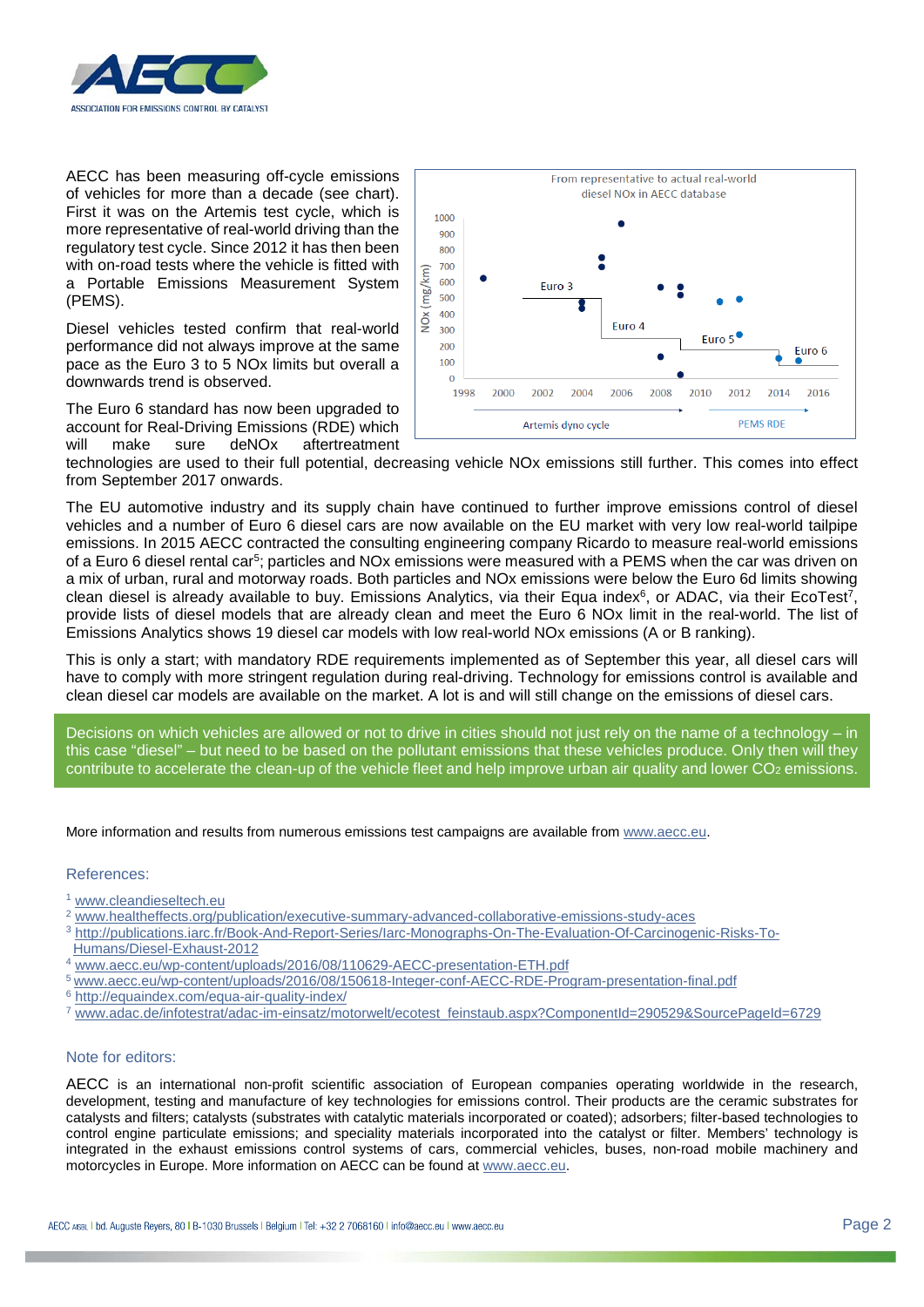AECC has been measuring off-cycle emissions of vehicles for more than a decade (see chart). First it was on the Artemis test cycle, which is more representative of real-world driving than the regulatory test cycle. Since 2012 it has then been with on-road tests where the vehicle is fitted with a Portable Emissions Measurement System (PEMS).

Diesel vehicles tested confirm that real-world performance did not always improve at the same pace as the Euro 3 to 5 NOx limits but overall a downwards trend is observed.

The Euro 6 standard has now been upgraded to account for Real-Driving Emissions (RDE) which will make sure deNOx aftertreatment technologies are used to their full potential, decreasing vehicle NOx emissions still further. This comes into effect from September 2017 onwards.

The EU automotive industry and its supply chain have continued to further improve emissions control of diesel vehicles and a number of Euro 6 diesel cars are now available on the EU market with very low real-world tailpipe emissions. In 2015 AECC contracted the consulting engineering company Ricardo to measure real-world emissions of a Euro 6 diesel rental car[5]; particles and NOx emissions were measured with a PEMS when the car was driven on a mix of urban, rural and motorway roads. Both particles and NOx emissions were below the Euro 6d limits showing clean diesel is already available to buy. Emissions Analytics, via their Equa index[6], or ADAC, via their EcoTest[7], provide lists of diesel models that are already clean and meet the Euro 6 NOx limit in the real-world. The list of Emissions Analytics shows 19 diesel car models with low real-world NOx emissions (A or B ranking).

This is only a start; with mandatory RDE requirements implemented as of September this year, all diesel cars will have to comply with more stringent regulation during real-driving. Technology for emissions control is available and clean diesel car models are available on the market. A lot is and will still change on the emissions of diesel cars.

Decisions on which vehicles are allowed or not to drive in cities should not just rely on the name of a technology – in this case “diesel” – but need to be based on the pollutant emissions that these vehicles produce. Only then will they contribute to accelerate the clean-up of the vehicle fleet and help improve urban air quality and lower $CO_2$ emissions.

More information and results from numerous emissions test campaigns are available from www.aecc.eu.

## References:

[1] www.cleandieseltech.eu
[2] www.healtheffects.org/publication/executive-summary-advanced-collaborative-emissions-study-aces
[3] http://publications.iarc.fr/Book-And-Report-Series/Iarc-Monographs-On-The-Evaluation-Of-Carcinogenic-Risks-To-Humans/Diesel-Exhaust-2012
[4] www.aecc.eu/wp-content/uploads/2016/08/110629-AECC-presentation-ETH.pdf
[5] www.aecc.eu/wp-content/uploads/2016/08/150618-Integer-conf-AECC-RDE-Program-presentation-final.pdf
[6] http://equaindex.com/equa-air-quality-index/
[7] www.adac.de/infotestrat/adac-im-einsatz/motorwelt/ecotest_feinstaub.aspx?ComponentId=290529&SourcePageId=6729

## Note for editors:

AECC is an international non-profit scientific association of European companies operating worldwide in the research, development, testing and manufacture of key technologies for emissions control. Their products are the ceramic substrates for catalysts and filters; catalysts (substrates with catalytic materials incorporated or coated); adsorbers; filter-based technologies to control engine particulate emissions; and speciality materials incorporated into the catalyst or filter. Members' technology is integrated in the exhaust emissions control systems of cars, commercial vehicles, buses, non-road mobile machinery and motorcycles in Europe. More information on AECC can be found at www.aecc.eu.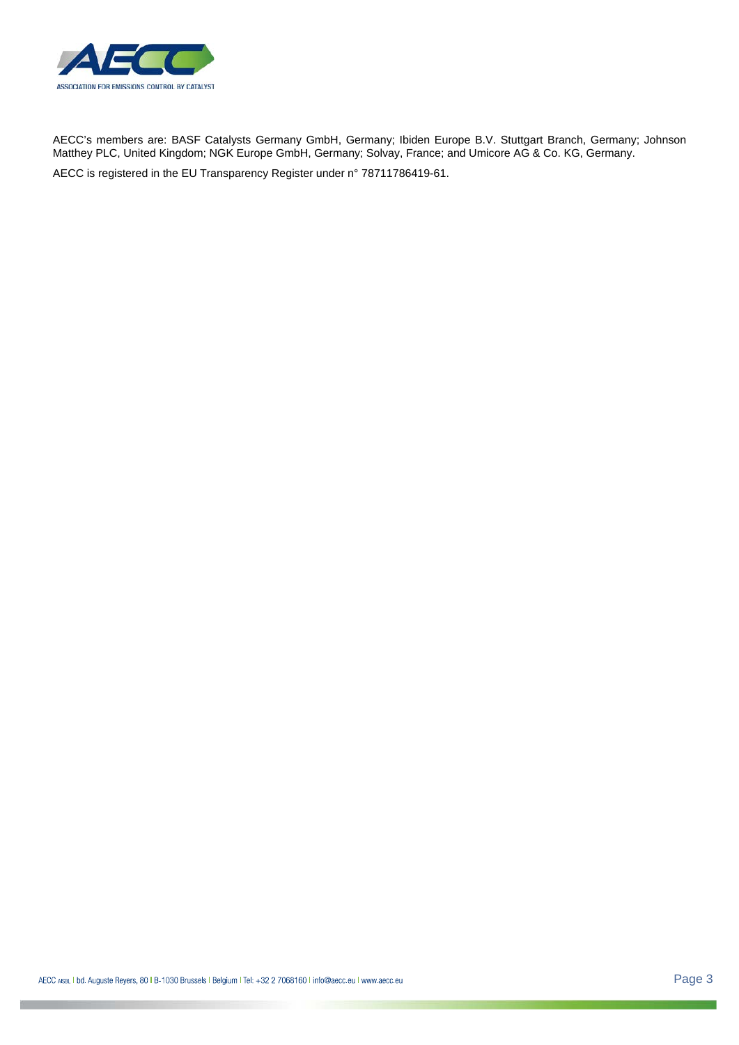AECC's members are: BASF Catalysts Germany GmbH, Germany; Ibiden Europe B.V. Stuttgart Branch, Germany; Johnson Matthey PLC, United Kingdom; NGK Europe GmbH, Germany; Solvay, France; and Umicore AG & Co. KG, Germany.

AECC is registered in the EU Transparency Register under n° 78711786419-61.